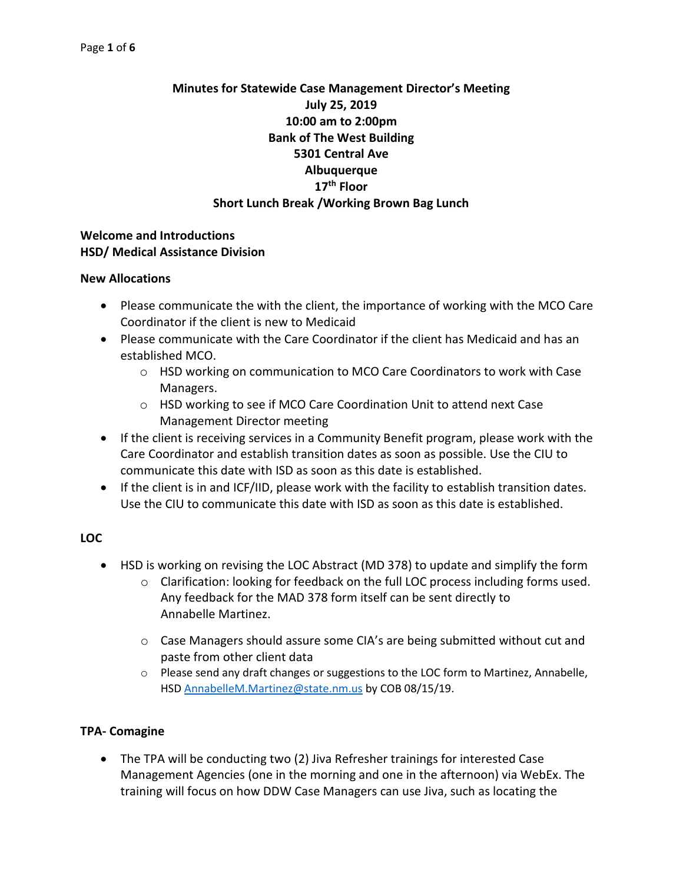# Minutes for Statewide Case Management Director's Meeting

**July 25, 2019**
**10:00 am to 2:00pm**
**Bank of The West Building**
**5301 Central Ave**
**Albuquerque**
**17th Floor**
**Short Lunch Break /Working Brown Bag Lunch**

## Welcome and Introductions
## HSD/ Medical Assistance Division

### New Allocations

- Please communicate the with the client, the importance of working with the MCO Care Coordinator if the client is new to Medicaid
- Please communicate with the Care Coordinator if the client has Medicaid and has an established MCO.
    - HSD working on communication to MCO Care Coordinators to work with Case Managers.
    - HSD working to see if MCO Care Coordination Unit to attend next Case Management Director meeting
- If the client is receiving services in a Community Benefit program, please work with the Care Coordinator and establish transition dates as soon as possible. Use the CIU to communicate this date with ISD as soon as this date is established.
- If the client is in and ICF/IID, please work with the facility to establish transition dates. Use the CIU to communicate this date with ISD as soon as this date is established.

### LOC

- HSD is working on revising the LOC Abstract (MD 378) to update and simplify the form
    - Clarification: looking for feedback on the full LOC process including forms used. Any feedback for the MAD 378 form itself can be sent directly to Annabelle Martinez.
    - Case Managers should assure some CIA's are being submitted without cut and paste from other client data
    - Please send any draft changes or suggestions to the LOC form to Martinez, Annabelle, HSD AnnabelleM.Martinez@state.nm.us by COB 08/15/19.

### TPA- Comagine

- The TPA will be conducting two (2) Jiva Refresher trainings for interested Case Management Agencies (one in the morning and one in the afternoon) via WebEx. The training will focus on how DDW Case Managers can use Jiva, such as locating the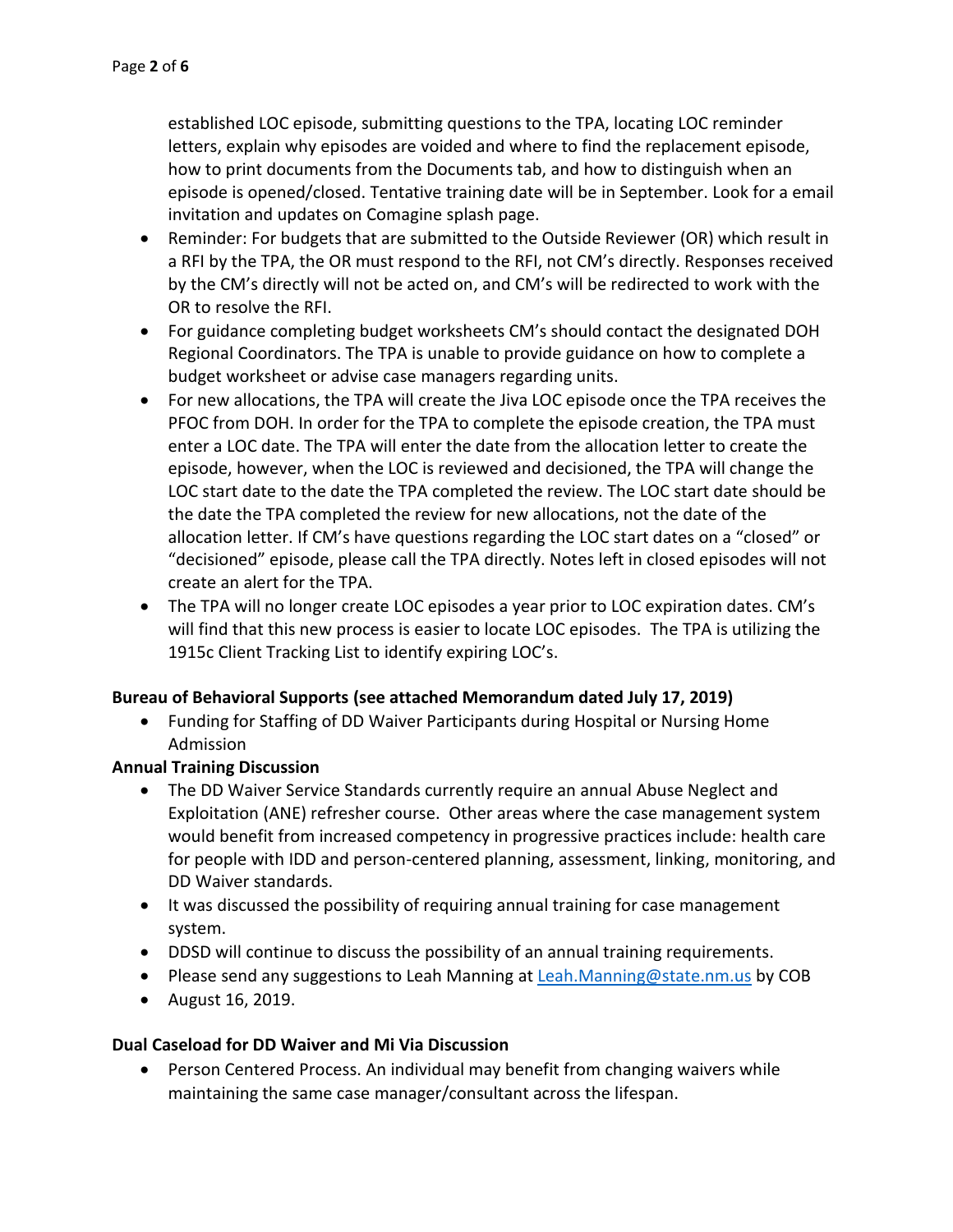established LOC episode, submitting questions to the TPA, locating LOC reminder letters, explain why episodes are voided and where to find the replacement episode, how to print documents from the Documents tab, and how to distinguish when an episode is opened/closed. Tentative training date will be in September. Look for a email invitation and updates on Comagine splash page.

- Reminder: For budgets that are submitted to the Outside Reviewer (OR) which result in a RFI by the TPA, the OR must respond to the RFI, not CM's directly. Responses received by the CM's directly will not be acted on, and CM's will be redirected to work with the OR to resolve the RFI.
- For guidance completing budget worksheets CM's should contact the designated DOH Regional Coordinators. The TPA is unable to provide guidance on how to complete a budget worksheet or advise case managers regarding units.
- For new allocations, the TPA will create the Jiva LOC episode once the TPA receives the PFOC from DOH. In order for the TPA to complete the episode creation, the TPA must enter a LOC date. The TPA will enter the date from the allocation letter to create the episode, however, when the LOC is reviewed and decisioned, the TPA will change the LOC start date to the date the TPA completed the review. The LOC start date should be the date the TPA completed the review for new allocations, not the date of the allocation letter. If CM's have questions regarding the LOC start dates on a "closed" or "decisioned" episode, please call the TPA directly. Notes left in closed episodes will not create an alert for the TPA.
- The TPA will no longer create LOC episodes a year prior to LOC expiration dates. CM's will find that this new process is easier to locate LOC episodes. The TPA is utilizing the 1915c Client Tracking List to identify expiring LOC's.

**Bureau of Behavioral Supports (see attached Memorandum dated July 17, 2019)**

- Funding for Staffing of DD Waiver Participants during Hospital or Nursing Home Admission

**Annual Training Discussion**

- The DD Waiver Service Standards currently require an annual Abuse Neglect and Exploitation (ANE) refresher course. Other areas where the case management system would benefit from increased competency in progressive practices include: health care for people with IDD and person-centered planning, assessment, linking, monitoring, and DD Waiver standards.
- It was discussed the possibility of requiring annual training for case management system.
- DDSD will continue to discuss the possibility of an annual training requirements.
- Please send any suggestions to Leah Manning at Leah.Manning@state.nm.us by COB
- August 16, 2019.

**Dual Caseload for DD Waiver and Mi Via Discussion**

- Person Centered Process. An individual may benefit from changing waivers while maintaining the same case manager/consultant across the lifespan.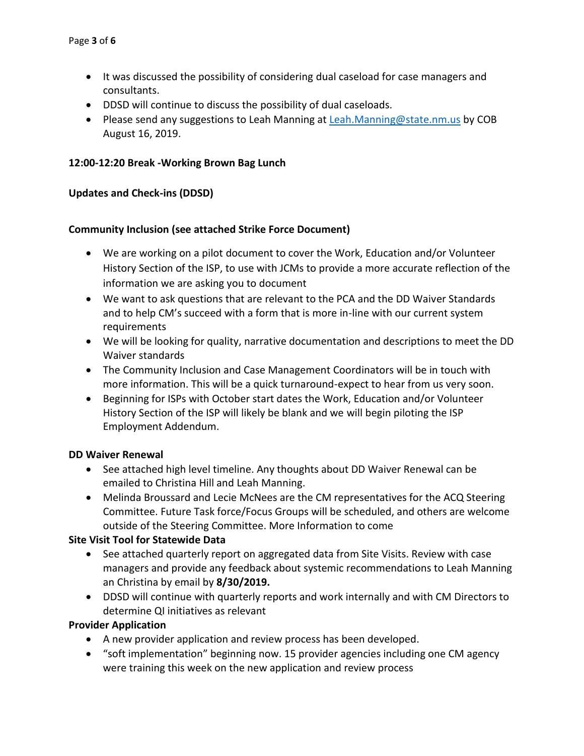- It was discussed the possibility of considering dual caseload for case managers and consultants.
- DDSD will continue to discuss the possibility of dual caseloads.
- Please send any suggestions to Leah Manning at Leah.Manning@state.nm.us by COB August 16, 2019.

**12:00-12:20 Break -Working Brown Bag Lunch**

**Updates and Check-ins (DDSD)**

**Community Inclusion (see attached Strike Force Document)**

- We are working on a pilot document to cover the Work, Education and/or Volunteer History Section of the ISP, to use with JCMs to provide a more accurate reflection of the information we are asking you to document
- We want to ask questions that are relevant to the PCA and the DD Waiver Standards and to help CM's succeed with a form that is more in-line with our current system requirements
- We will be looking for quality, narrative documentation and descriptions to meet the DD Waiver standards
- The Community Inclusion and Case Management Coordinators will be in touch with more information. This will be a quick turnaround-expect to hear from us very soon.
- Beginning for ISPs with October start dates the Work, Education and/or Volunteer History Section of the ISP will likely be blank and we will begin piloting the ISP Employment Addendum.

**DD Waiver Renewal**

- See attached high level timeline. Any thoughts about DD Waiver Renewal can be emailed to Christina Hill and Leah Manning.
- Melinda Broussard and Lecie McNees are the CM representatives for the ACQ Steering Committee. Future Task force/Focus Groups will be scheduled, and others are welcome outside of the Steering Committee. More Information to come

**Site Visit Tool for Statewide Data**

- See attached quarterly report on aggregated data from Site Visits. Review with case managers and provide any feedback about systemic recommendations to Leah Manning an Christina by email by **8/30/2019.**
- DDSD will continue with quarterly reports and work internally and with CM Directors to determine QI initiatives as relevant

**Provider Application**

- A new provider application and review process has been developed.
- "soft implementation" beginning now. 15 provider agencies including one CM agency were training this week on the new application and review process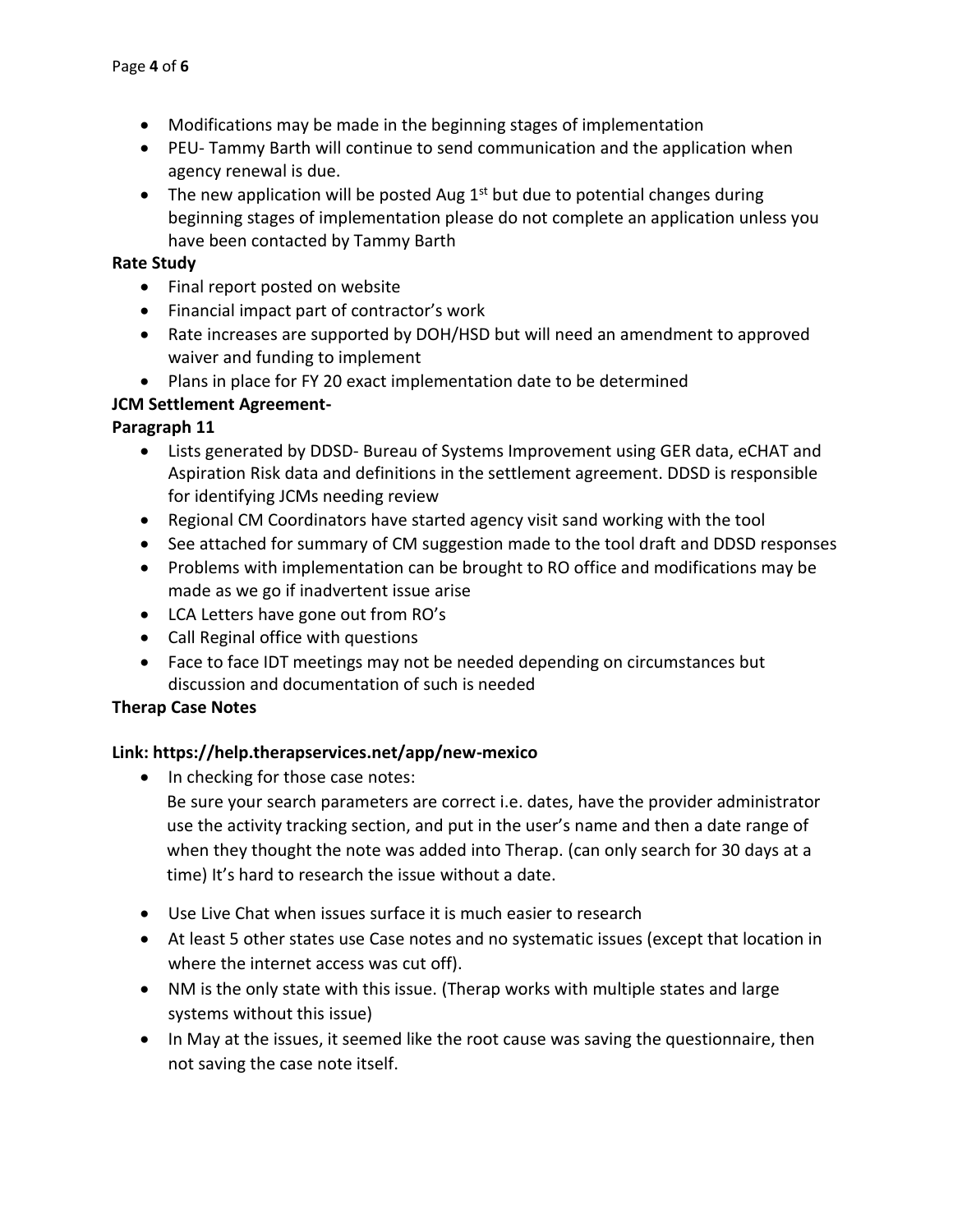- Modifications may be made in the beginning stages of implementation
- PEU- Tammy Barth will continue to send communication and the application when agency renewal is due.
- The new application will be posted Aug 1st but due to potential changes during beginning stages of implementation please do not complete an application unless you have been contacted by Tammy Barth

**Rate Study**

- Final report posted on website
- Financial impact part of contractor's work
- Rate increases are supported by DOH/HSD but will need an amendment to approved waiver and funding to implement
- Plans in place for FY 20 exact implementation date to be determined

**JCM Settlement Agreement-**

**Paragraph 11**

- Lists generated by DDSD- Bureau of Systems Improvement using GER data, eCHAT and Aspiration Risk data and definitions in the settlement agreement. DDSD is responsible for identifying JCMs needing review
- Regional CM Coordinators have started agency visit sand working with the tool
- See attached for summary of CM suggestion made to the tool draft and DDSD responses
- Problems with implementation can be brought to RO office and modifications may be made as we go if inadvertent issue arise
- LCA Letters have gone out from RO's
- Call Reginal office with questions
- Face to face IDT meetings may not be needed depending on circumstances but discussion and documentation of such is needed

**Therap Case Notes**

**Link: https://help.therapservices.net/app/new-mexico**

- In checking for those case notes:
  Be sure your search parameters are correct i.e. dates, have the provider administrator use the activity tracking section, and put in the user's name and then a date range of when they thought the note was added into Therap. (can only search for 30 days at a time) It's hard to research the issue without a date.

- Use Live Chat when issues surface it is much easier to research
- At least 5 other states use Case notes and no systematic issues (except that location in where the internet access was cut off).
- NM is the only state with this issue. (Therap works with multiple states and large systems without this issue)
- In May at the issues, it seemed like the root cause was saving the questionnaire, then not saving the case note itself.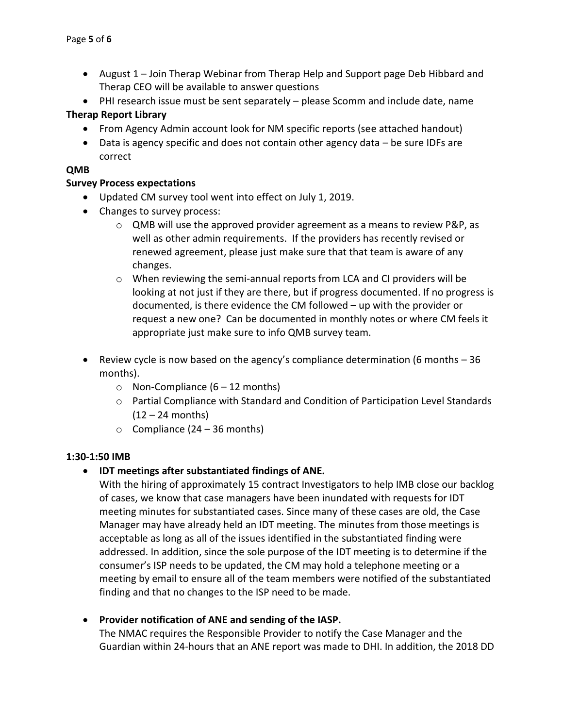- August 1 – Join Therap Webinar from Therap Help and Support page Deb Hibbard and Therap CEO will be available to answer questions
- PHI research issue must be sent separately – please Scomm and include date, name

**Therap Report Library**

- From Agency Admin account look for NM specific reports (see attached handout)
- Data is agency specific and does not contain other agency data – be sure IDFs are correct

**QMB**

**Survey Process expectations**

- Updated CM survey tool went into effect on July 1, 2019.
- Changes to survey process:
  - QMB will use the approved provider agreement as a means to review P&P, as well as other admin requirements. If the providers has recently revised or renewed agreement, please just make sure that that team is aware of any changes.
  - When reviewing the semi-annual reports from LCA and CI providers will be looking at not just if they are there, but if progress documented. If no progress is documented, is there evidence the CM followed – up with the provider or request a new one? Can be documented in monthly notes or where CM feels it appropriate just make sure to info QMB survey team.

- Review cycle is now based on the agency's compliance determination (6 months – 36 months).
  - Non-Compliance (6 – 12 months)
  - Partial Compliance with Standard and Condition of Participation Level Standards (12 – 24 months)
  - Compliance (24 – 36 months)

**1:30-1:50 IMB**

- **IDT meetings after substantiated findings of ANE.**
  With the hiring of approximately 15 contract Investigators to help IMB close our backlog of cases, we know that case managers have been inundated with requests for IDT meeting minutes for substantiated cases. Since many of these cases are old, the Case Manager may have already held an IDT meeting. The minutes from those meetings is acceptable as long as all of the issues identified in the substantiated finding were addressed. In addition, since the sole purpose of the IDT meeting is to determine if the consumer's ISP needs to be updated, the CM may hold a telephone meeting or a meeting by email to ensure all of the team members were notified of the substantiated finding and that no changes to the ISP need to be made.

- **Provider notification of ANE and sending of the IASP.**
  The NMAC requires the Responsible Provider to notify the Case Manager and the Guardian within 24-hours that an ANE report was made to DHI. In addition, the 2018 DD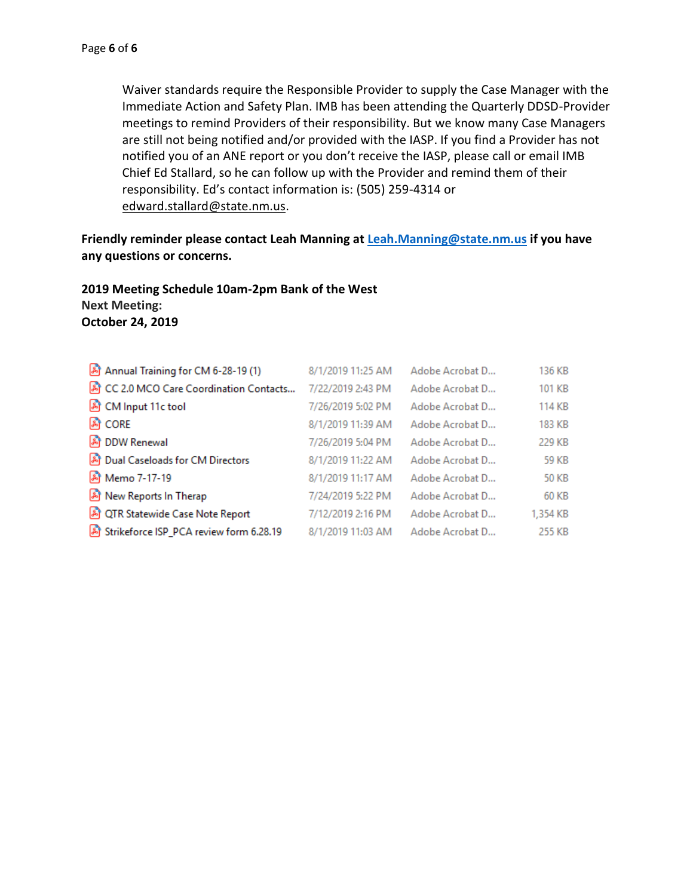Waiver standards require the Responsible Provider to supply the Case Manager with the Immediate Action and Safety Plan. IMB has been attending the Quarterly DDSD-Provider meetings to remind Providers of their responsibility. But we know many Case Managers are still not being notified and/or provided with the IASP. If you find a Provider has not notified you of an ANE report or you don't receive the IASP, please call or email IMB Chief Ed Stallard, so he can follow up with the Provider and remind them of their responsibility. Ed's contact information is: (505) 259-4314 or edward.stallard@state.nm.us.

**Friendly reminder please contact Leah Manning at Leah.Manning@state.nm.us if you have any questions or concerns.**

**2019 Meeting Schedule 10am-2pm Bank of the West**
**Next Meeting:**
**October 24, 2019**

| | | | |
|---|---|---|---|
| Annual Training for CM 6-28-19 (1) | 8/1/2019 11:25 AM | Adobe Acrobat D... | 136 KB |
| CC 2.0 MCO Care Coordination Contacts... | 7/22/2019 2:43 PM | Adobe Acrobat D... | 101 KB |
| CM Input 11c tool | 7/26/2019 5:02 PM | Adobe Acrobat D... | 114 KB |
| CORE | 8/1/2019 11:39 AM | Adobe Acrobat D... | 183 KB |
| DDW Renewal | 7/26/2019 5:04 PM | Adobe Acrobat D... | 229 KB |
| Dual Caseloads for CM Directors | 8/1/2019 11:22 AM | Adobe Acrobat D... | 59 KB |
| Memo 7-17-19 | 8/1/2019 11:17 AM | Adobe Acrobat D... | 50 KB |
| New Reports In Therap | 7/24/2019 5:22 PM | Adobe Acrobat D... | 60 KB |
| QTR Statewide Case Note Report | 7/12/2019 2:16 PM | Adobe Acrobat D... | 1,354 KB |
| Strikeforce ISP_PCA review form 6.28.19 | 8/1/2019 11:03 AM | Adobe Acrobat D... | 255 KB |